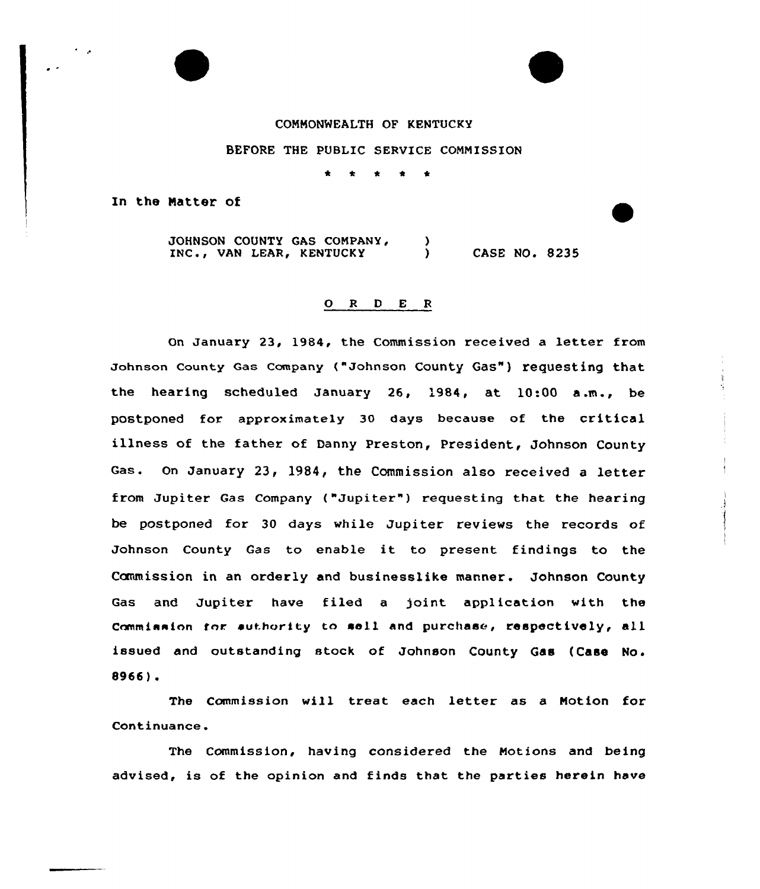COMMONWEALTH OF KENTUCKY

BEFORE THE PUBLIC SERVICE COMMISSION

\* \* \* \* \*

In the Matter of

JOHNSON COUNTY GAS COMPANY, INC., VAN LEAR, KENTUCKY ) CASE NO. 8235

## O R D E R

On January 23, 1984, the Commission received a letter from Johnson County Gas Company ("Johnson County Gas") requesting that the hearing scheduled January 26, 1984, at 10:00 a.m., be postponed for approximately 30 days because of the critical illness of the father of Danny Preston, President, Johnson County Gas. On January 23, 1984, the Commission also received a letter from Jupiter Gas Company ("Jupiter") requesting that the hearing be postponed for 30 days while Jupiter reviews the records of Johnson County Gas to enable it to present findings to the Commission in an orderly and businesslike manner. Johnson County Gas and Jupiter have filed a joint application with the Commission for authority to sell and purchase, respectively, all issued and outstanding stock of Johnson County Gas (Case No. 8966).

The Commission will treat each letter as a Motion for Continuance.

The Commission, having considered the Motions and being advised, is of the opinion and finds that the parties herein have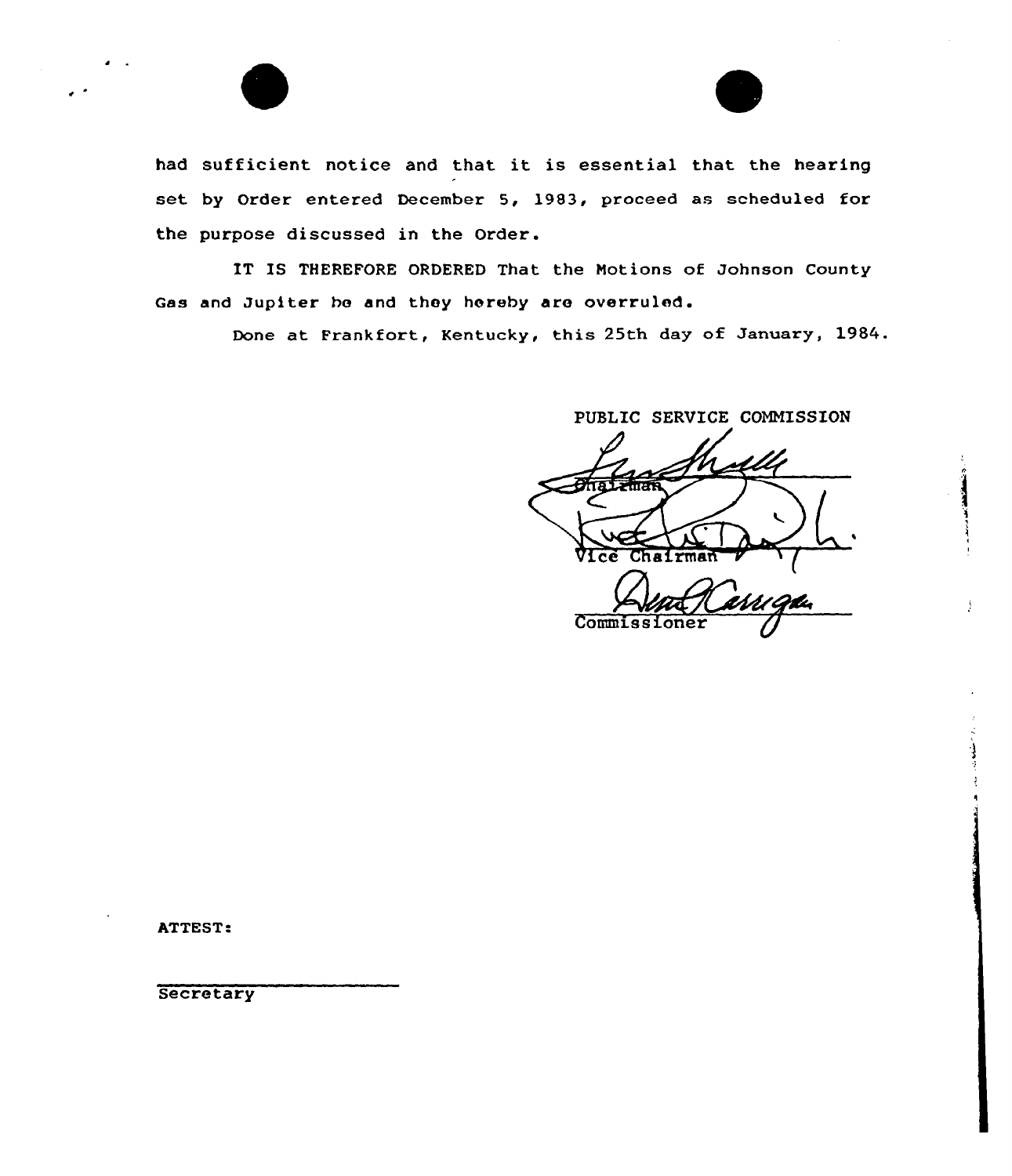had sufficient notice and that it is essential that the hearing set by Order entered December 5, 1983, proceed as scheduled for the purpose discussed in the Order.

IT IS THEREFORE ORDERED That the Motions of Johnson County Gas and Jupiter be and they hereby are overruled.

Done at Frankfort, Kentucky, this 25th day of January, 1984.

PUBLIC SERVICE COMMISSION

Chairman

Vice Chairman

Commissioner

ATTEST:

Secretary